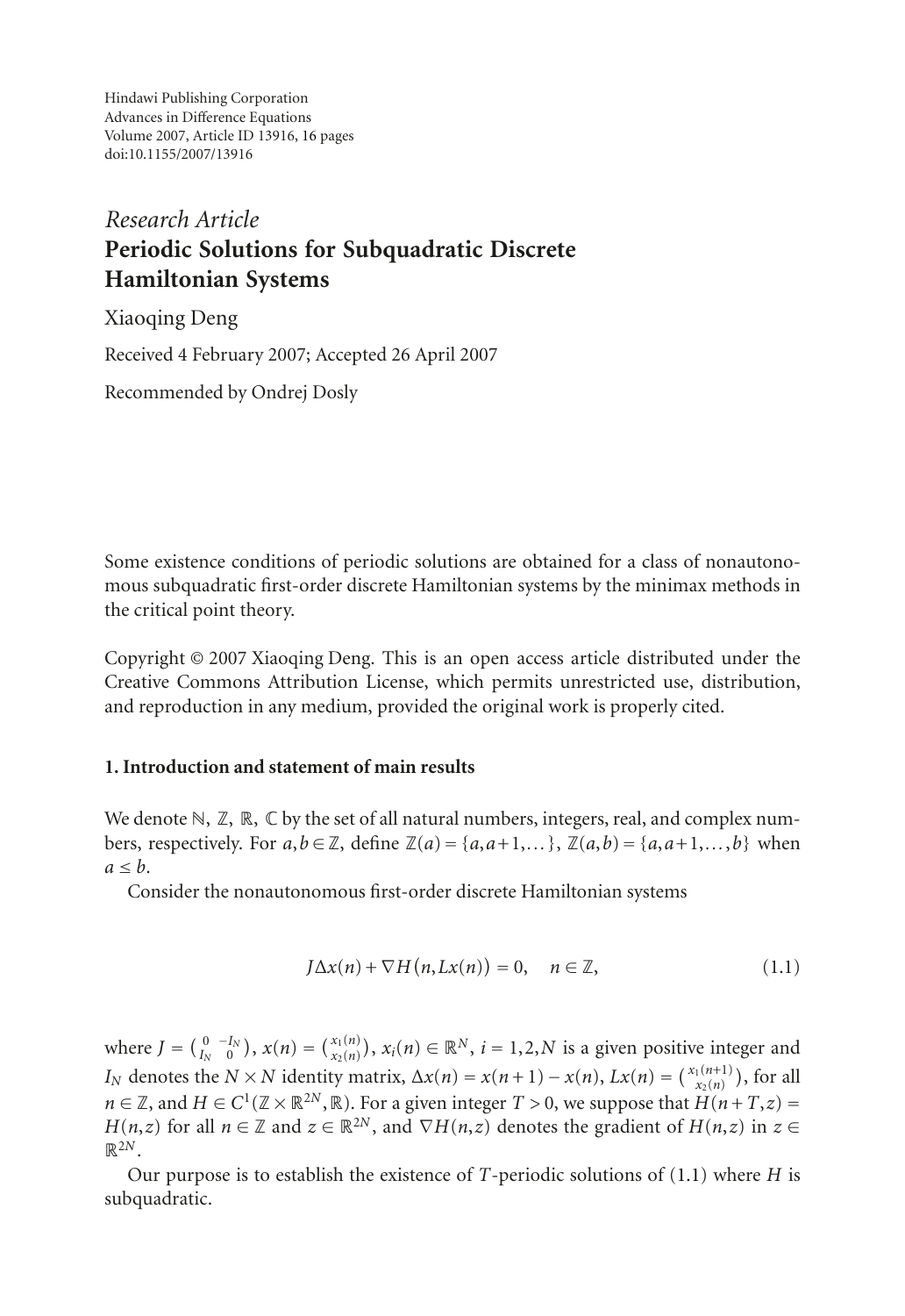Hindawi Publishing Corporation
Advances in Difference Equations
Volume 2007, Article ID 13916, 16 pages
doi:10.1155/2007/13916

*Research Article*

# Periodic Solutions for Subquadratic Discrete Hamiltonian Systems

Xiaoqing Deng

Received 4 February 2007; Accepted 26 April 2007

Recommended by Ondrej Dosly

Some existence conditions of periodic solutions are obtained for a class of nonautonomous subquadratic first-order discrete Hamiltonian systems by the minimax methods in the critical point theory.

Copyright © 2007 Xiaoqing Deng. This is an open access article distributed under the Creative Commons Attribution License, which permits unrestricted use, distribution, and reproduction in any medium, provided the original work is properly cited.

## 1. Introduction and statement of main results

We denote $\mathbb{N}$, $\mathbb{Z}$, $\mathbb{R}$, $\mathbb{C}$ by the set of all natural numbers, integers, real, and complex numbers, respectively. For $a,b \in \mathbb{Z}$, define $\mathbb{Z}(a) = \{a, a+1, \dots\}$, $\mathbb{Z}(a,b) = \{a, a+1, \dots, b\}$ when $a \leq b$.

Consider the nonautonomous first-order discrete Hamiltonian systems

$$J\Delta x(n) + \nabla H(n, Lx(n)) = 0, \quad n \in \mathbb{Z}, \tag{1.1}$$

where $J = \begin{pmatrix} 0 & -I_N \\ I_N & 0 \end{pmatrix}$, $x(n) = \begin{pmatrix} x_1(n) \\ x_2(n) \end{pmatrix}$, $x_i(n) \in \mathbb{R}^N$, $i = 1, 2, N$ is a given positive integer and $I_N$ denotes the $N \times N$ identity matrix, $\Delta x(n) = x(n+1) - x(n)$, $Lx(n) = \begin{pmatrix} x_1(n+1) \\ x_2(n) \end{pmatrix}$, for all $n \in \mathbb{Z}$, and $H \in C^1(\mathbb{Z} \times \mathbb{R}^{2N}, \mathbb{R})$. For a given integer $T > 0$, we suppose that $H(n+T, z) = H(n, z)$ for all $n \in \mathbb{Z}$ and $z \in \mathbb{R}^{2N}$, and $\nabla H(n,z)$ denotes the gradient of $H(n,z)$ in $z \in \mathbb{R}^{2N}$.

Our purpose is to establish the existence of $T$-periodic solutions of (1.1) where $H$ is subquadratic.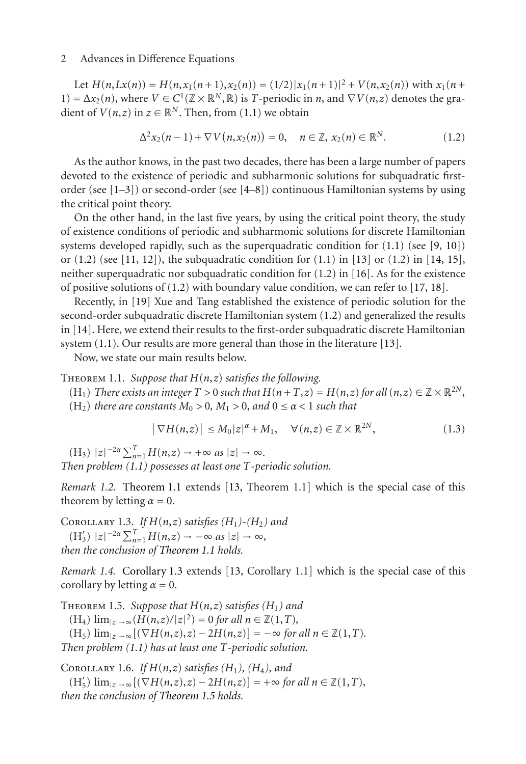Let $H(n, Lx(n)) = H(n, x_1(n+1), x_2(n)) = (1/2)|x_1(n+1)|^2 + V(n, x_2(n))$ with $x_1(n+1) = \Delta x_2(n)$, where $V \in C^1(\mathbb{Z} \times \mathbb{R}^N, \mathbb{R})$ is $T$-periodic in $n$, and $\nabla V(n,z)$ denotes the gradient of $V(n,z)$ in $z \in \mathbb{R}^N$. Then, from (1.1) we obtain

$$\Delta^2 x_2(n-1) + \nabla V(n, x_2(n)) = 0, \quad n \in \mathbb{Z},\ x_2(n) \in \mathbb{R}^N. \tag{1.2}$$

As the author knows, in the past two decades, there has been a large number of papers devoted to the existence of periodic and subharmonic solutions for subquadratic first-order (see [1–3]) or second-order (see [4–8]) continuous Hamiltonian systems by using the critical point theory.

On the other hand, in the last five years, by using the critical point theory, the study of existence conditions of periodic and subharmonic solutions for discrete Hamiltonian systems developed rapidly, such as the superquadratic condition for (1.1) (see [9, 10]) or (1.2) (see [11, 12]), the subquadratic condition for (1.1) in [13] or (1.2) in [14, 15], neither superquadratic nor subquadratic condition for (1.2) in [16]. As for the existence of positive solutions of (1.2) with boundary value condition, we can refer to [17, 18].

Recently, in [19] Xue and Tang established the existence of periodic solution for the second-order subquadratic discrete Hamiltonian system (1.2) and generalized the results in [14]. Here, we extend their results to the first-order subquadratic discrete Hamiltonian system (1.1). Our results are more general than those in the literature [13].

Now, we state our main results below.

Theorem 1.1. *Suppose that $H(n,z)$ satisfies the following.*

($H_1$) *There exists an integer $T > 0$ such that $H(n+T, z) = H(n,z)$ for all $(n,z) \in \mathbb{Z} \times \mathbb{R}^{2N}$,*

($H_2$) *there are constants $M_0 > 0$, $M_1 > 0$, and $0 \le \alpha < 1$ such that*

$$|\nabla H(n,z)| \le M_0 |z|^\alpha + M_1, \quad \forall (n,z) \in \mathbb{Z} \times \mathbb{R}^{2N}, \tag{1.3}$$

($H_3$) $|z|^{-2\alpha} \sum_{n=1}^{T} H(n,z) \to +\infty$ *as* $|z| \to \infty$.

*Then problem (1.1) possesses at least one $T$-periodic solution.*

*Remark 1.2.* Theorem 1.1 extends [13, Theorem 1.1] which is the special case of this theorem by letting $\alpha = 0$.

Corollary 1.3. *If $H(n,z)$ satisfies ($H_1$)-($H_2$) and*

($H_3'$) $|z|^{-2\alpha} \sum_{n=1}^{T} H(n,z) \to -\infty$ *as* $|z| \to \infty$,

*then the conclusion of Theorem 1.1 holds.*

*Remark 1.4.* Corollary 1.3 extends [13, Corollary 1.1] which is the special case of this corollary by letting $\alpha = 0$.

Theorem 1.5. *Suppose that $H(n,z)$ satisfies ($H_1$) and*

($H_4$) $\lim_{|z| \to \infty} (H(n,z)/|z|^2) = 0$ *for all* $n \in \mathbb{Z}(1,T)$,

($H_5$) $\lim_{|z| \to \infty} [(\nabla H(n,z), z) - 2H(n,z)] = -\infty$ *for all* $n \in \mathbb{Z}(1,T)$.

*Then problem (1.1) has at least one $T$-periodic solution.*

Corollary 1.6. *If $H(n,z)$ satisfies ($H_1$), ($H_4$), and*

($H_5'$) $\lim_{|z| \to \infty} [(\nabla H(n,z), z) - 2H(n,z)] = +\infty$ *for all* $n \in \mathbb{Z}(1,T)$,

*then the conclusion of Theorem 1.5 holds.*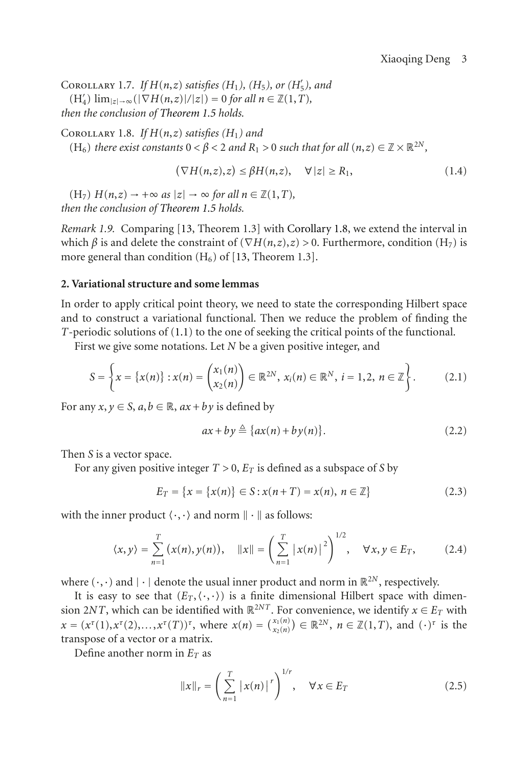Corollary 1.7. *If $H(n,z)$ satisfies ($H_1$), ($H_5$), or ($H_5'$), and*

($H_4'$) $\lim_{|z|\to\infty}(|\nabla H(n,z)|/|z|) = 0$ *for all* $n \in \mathbb{Z}(1,T)$,

*then the conclusion of Theorem 1.5 holds.*

Corollary 1.8. *If $H(n,z)$ satisfies ($H_1$) and*

($H_6$) *there exist constants $0 < \beta < 2$ and $R_1 > 0$ such that for all $(n,z) \in \mathbb{Z} \times \mathbb{R}^{2N}$,*

$$(\nabla H(n,z), z) \le \beta H(n,z), \quad \forall |z| \ge R_1, \tag{1.4}$$

($H_7$) $H(n,z) \to +\infty$ *as* $|z| \to \infty$ *for all* $n \in \mathbb{Z}(1,T)$,

*then the conclusion of Theorem 1.5 holds.*

*Remark 1.9.* Comparing [13, Theorem 1.3] with Corollary 1.8, we extend the interval in which $\beta$ is and delete the constraint of $(\nabla H(n,z),z) > 0$. Furthermore, condition ($H_7$) is more general than condition ($H_6$) of [13, Theorem 1.3].

## 2. Variational structure and some lemmas

In order to apply critical point theory, we need to state the corresponding Hilbert space and to construct a variational functional. Then we reduce the problem of finding the $T$-periodic solutions of (1.1) to the one of seeking the critical points of the functional.

First we give some notations. Let $N$ be a given positive integer, and

$$S = \left\{ x = \{x(n)\} : x(n) = \begin{pmatrix} x_1(n) \\ x_2(n) \end{pmatrix} \in \mathbb{R}^{2N},\ x_i(n) \in \mathbb{R}^N,\ i = 1,2,\ n \in \mathbb{Z} \right\}. \tag{2.1}$$

For any $x, y \in S$, $a, b \in \mathbb{R}$, $ax + by$ is defined by

$$ax + by \triangleq \{ax(n) + by(n)\}. \tag{2.2}$$

Then $S$ is a vector space.

For any given positive integer $T > 0$, $E_T$ is defined as a subspace of $S$ by

$$E_T = \{x = \{x(n)\} \in S : x(n+T) = x(n),\ n \in \mathbb{Z}\} \tag{2.3}$$

with the inner product $\langle \cdot, \cdot \rangle$ and norm $\|\cdot\|$ as follows:

$$\langle x, y \rangle = \sum_{n=1}^{T} (x(n), y(n)), \quad \|x\| = \left( \sum_{n=1}^{T} |x(n)|^2 \right)^{1/2}, \quad \forall x, y \in E_T, \tag{2.4}$$

where $(\cdot,\cdot)$ and $|\cdot|$ denote the usual inner product and norm in $\mathbb{R}^{2N}$, respectively.

It is easy to see that $(E_T, \langle \cdot, \cdot \rangle)$ is a finite dimensional Hilbert space with dimension $2NT$, which can be identified with $\mathbb{R}^{2NT}$. For convenience, we identify $x \in E_T$ with $x = (x^\tau(1), x^\tau(2), \dots, x^\tau(T))^\tau$, where $x(n) = \binom{x_1(n)}{x_2(n)} \in \mathbb{R}^{2N}$, $n \in \mathbb{Z}(1,T)$, and $(\cdot)^\tau$ is the transpose of a vector or a matrix.

Define another norm in $E_T$ as

$$\|x\|_r = \left( \sum_{n=1}^{T} |x(n)|^r \right)^{1/r}, \quad \forall x \in E_T \tag{2.5}$$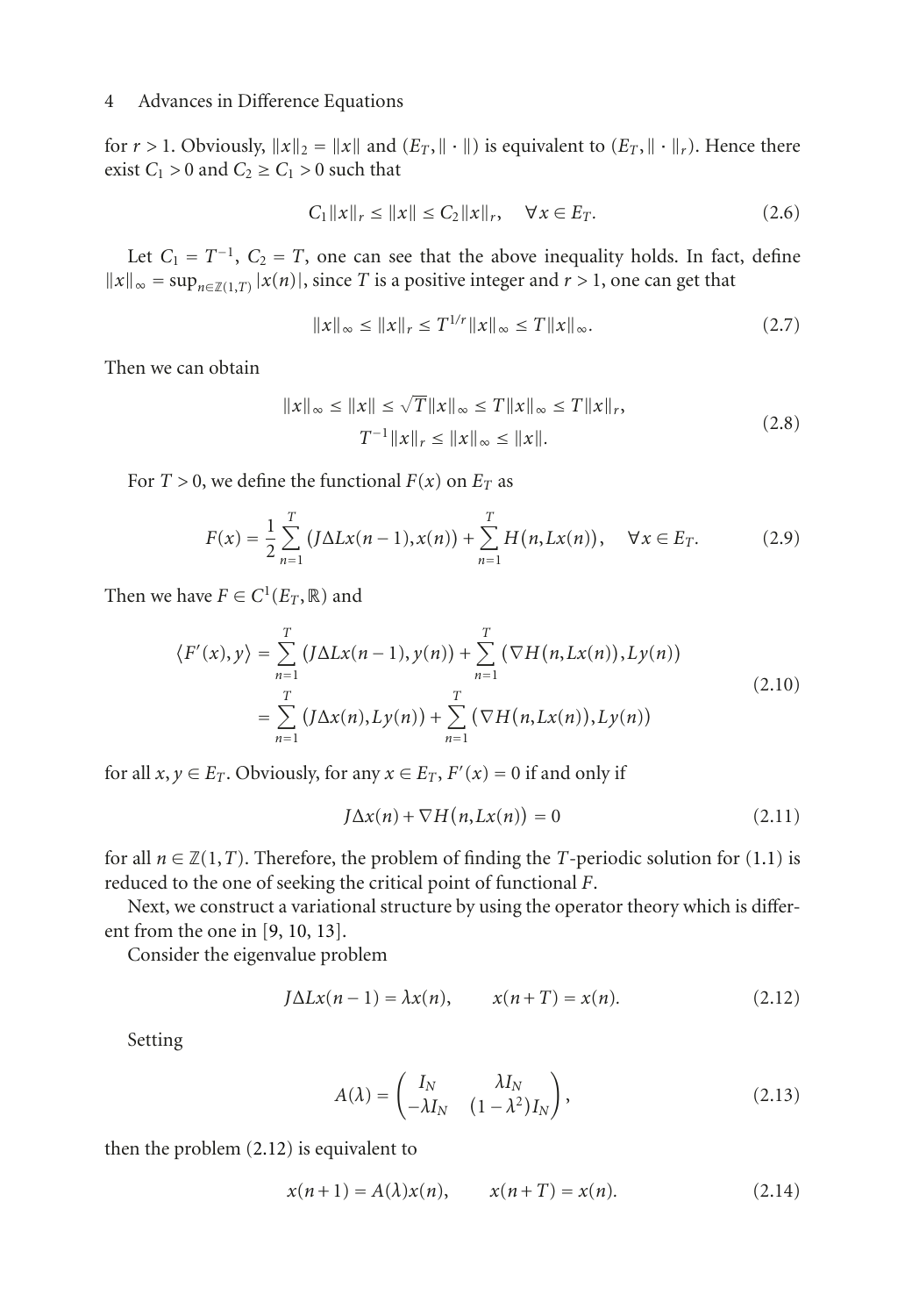for $r > 1$. Obviously, $\|x\|_2 = \|x\|$ and $(E_T, \|\cdot\|)$ is equivalent to $(E_T, \|\cdot\|_r)$. Hence there exist $C_1 > 0$ and $C_2 \geq C_1 > 0$ such that

$$C_1\|x\|_r \leq \|x\| \leq C_2\|x\|_r, \quad \forall x \in E_T. \tag{2.6}$$

Let $C_1 = T^{-1}$, $C_2 = T$, one can see that the above inequality holds. In fact, define $\|x\|_\infty = \sup_{n\in\mathbb{Z}(1,T)} |x(n)|$, since $T$ is a positive integer and $r > 1$, one can get that

$$\|x\|_\infty \leq \|x\|_r \leq T^{1/r}\|x\|_\infty \leq T\|x\|_\infty. \tag{2.7}$$

Then we can obtain

$$\begin{gathered} \|x\|_\infty \leq \|x\| \leq \sqrt{T}\|x\|_\infty \leq T\|x\|_\infty \leq T\|x\|_r, \\ T^{-1}\|x\|_r \leq \|x\|_\infty \leq \|x\|. \end{gathered} \tag{2.8}$$

For $T > 0$, we define the functional $F(x)$ on $E_T$ as

$$F(x) = \frac{1}{2}\sum_{n=1}^{T}(J\Delta Lx(n-1), x(n)) + \sum_{n=1}^{T} H(n, Lx(n)), \quad \forall x \in E_T. \tag{2.9}$$

Then we have $F \in C^1(E_T, \mathbb{R})$ and

$$\begin{aligned} \langle F'(x), y\rangle &= \sum_{n=1}^{T}(J\Delta Lx(n-1), y(n)) + \sum_{n=1}^{T}(\nabla H(n, Lx(n)), Ly(n)) \\ &= \sum_{n=1}^{T}(J\Delta x(n), Ly(n)) + \sum_{n=1}^{T}(\nabla H(n, Lx(n)), Ly(n)) \end{aligned} \tag{2.10}$$

for all $x, y \in E_T$. Obviously, for any $x \in E_T$, $F'(x) = 0$ if and only if

$$J\Delta x(n) + \nabla H(n, Lx(n)) = 0 \tag{2.11}$$

for all $n \in \mathbb{Z}(1,T)$. Therefore, the problem of finding the $T$-periodic solution for (1.1) is reduced to the one of seeking the critical point of functional $F$.

Next, we construct a variational structure by using the operator theory which is different from the one in [9, 10, 13].

Consider the eigenvalue problem

$$J\Delta Lx(n-1) = \lambda x(n), \qquad x(n+T) = x(n). \tag{2.12}$$

Setting

$$A(\lambda) = \begin{pmatrix} I_N & \lambda I_N \\ -\lambda I_N & (1-\lambda^2)I_N \end{pmatrix}, \tag{2.13}$$

then the problem (2.12) is equivalent to

$$x(n+1) = A(\lambda)x(n), \qquad x(n+T) = x(n). \tag{2.14}$$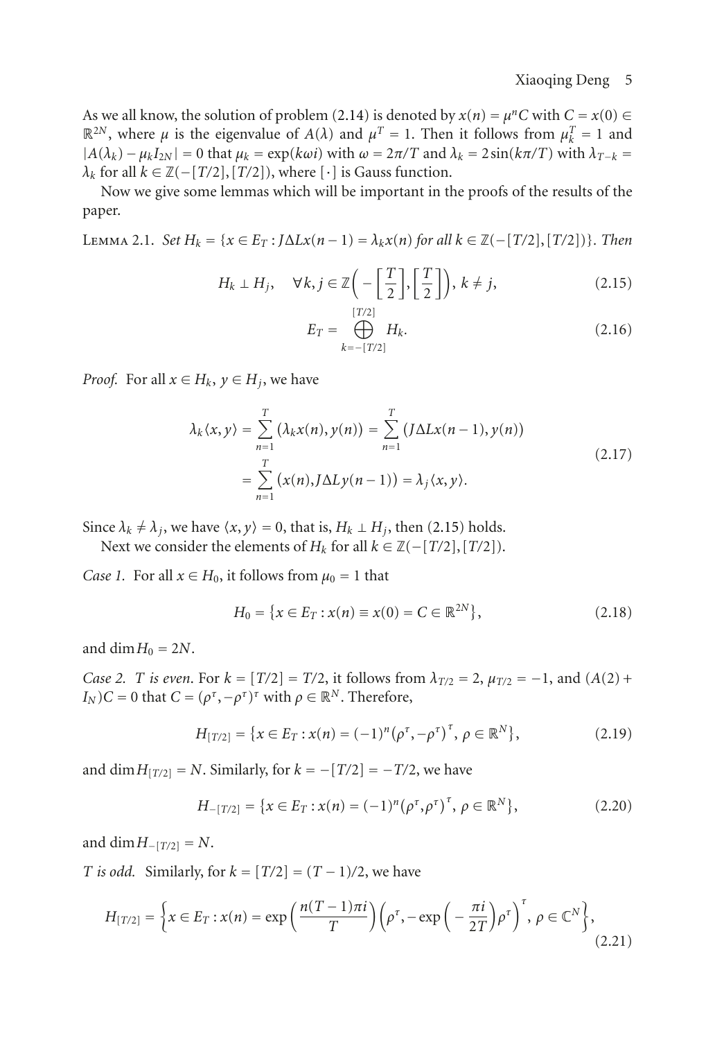As we all know, the solution of problem (2.14) is denoted by $x(n) = \mu^n C$ with $C = x(0) \in \mathbb{R}^{2N}$, where $\mu$ is the eigenvalue of $A(\lambda)$ and $\mu^T = 1$. Then it follows from $\mu_k^T = 1$ and $|A(\lambda_k) - \mu_k I_{2N}| = 0$ that $\mu_k = \exp(k\omega i)$ with $\omega = 2\pi/T$ and $\lambda_k = 2\sin(k\pi/T)$ with $\lambda_{T-k} = \lambda_k$ for all $k \in \mathbb{Z}(-[T/2],[T/2])$, where $[\cdot]$ is Gauss function.

Now we give some lemmas which will be important in the proofs of the results of the paper.

Lemma 2.1. *Set* $H_k = \{x \in E_T : J\Delta L x(n-1) = \lambda_k x(n)$ *for all* $k \in \mathbb{Z}(-[T/2],[T/2])\}$. *Then*

$$H_k \perp H_j, \quad \forall k, j \in \mathbb{Z}\left(-\left[\frac{T}{2}\right], \left[\frac{T}{2}\right]\right),\ k \neq j, \tag{2.15}$$

$$E_T = \bigoplus_{k=-[T/2]}^{[T/2]} H_k. \tag{2.16}$$

*Proof.* For all $x \in H_k$, $y \in H_j$, we have

$$\begin{aligned}
\lambda_k \langle x, y\rangle &= \sum_{n=1}^{T} (\lambda_k x(n), y(n)) = \sum_{n=1}^{T} (J\Delta L x(n-1), y(n)) \\
&= \sum_{n=1}^{T} (x(n), J\Delta L y(n-1)) = \lambda_j \langle x, y\rangle.
\end{aligned} \tag{2.17}$$

Since $\lambda_k \neq \lambda_j$, we have $\langle x, y\rangle = 0$, that is, $H_k \perp H_j$, then (2.15) holds.

Next we consider the elements of $H_k$ for all $k \in \mathbb{Z}(-[T/2],[T/2])$.

*Case 1.* For all $x \in H_0$, it follows from $\mu_0 = 1$ that

$$H_0 = \{x \in E_T : x(n) \equiv x(0) = C \in \mathbb{R}^{2N}\}, \tag{2.18}$$

and $\dim H_0 = 2N$.

*Case 2. T is even.* For $k = [T/2] = T/2$, it follows from $\lambda_{T/2} = 2$, $\mu_{T/2} = -1$, and $(A(2) + I_N)C = 0$ that $C = (\rho^\tau, -\rho^\tau)^\tau$ with $\rho \in \mathbb{R}^N$. Therefore,

$$H_{[T/2]} = \{x \in E_T : x(n) = (-1)^n (\rho^\tau, -\rho^\tau)^\tau,\ \rho \in \mathbb{R}^N\}, \tag{2.19}$$

and $\dim H_{[T/2]} = N$. Similarly, for $k = -[T/2] = -T/2$, we have

$$H_{-[T/2]} = \{x \in E_T : x(n) = (-1)^n (\rho^\tau, \rho^\tau)^\tau,\ \rho \in \mathbb{R}^N\}, \tag{2.20}$$

and $\dim H_{-[T/2]} = N$.

*T is odd.* Similarly, for $k = [T/2] = (T-1)/2$, we have

$$H_{[T/2]} = \left\{x \in E_T : x(n) = \exp\left(\frac{n(T-1)\pi i}{T}\right)\left(\rho^\tau, -\exp\left(-\frac{\pi i}{2T}\right)\rho^\tau\right)^\tau,\ \rho \in \mathbb{C}^N\right\}, \tag{2.21}$$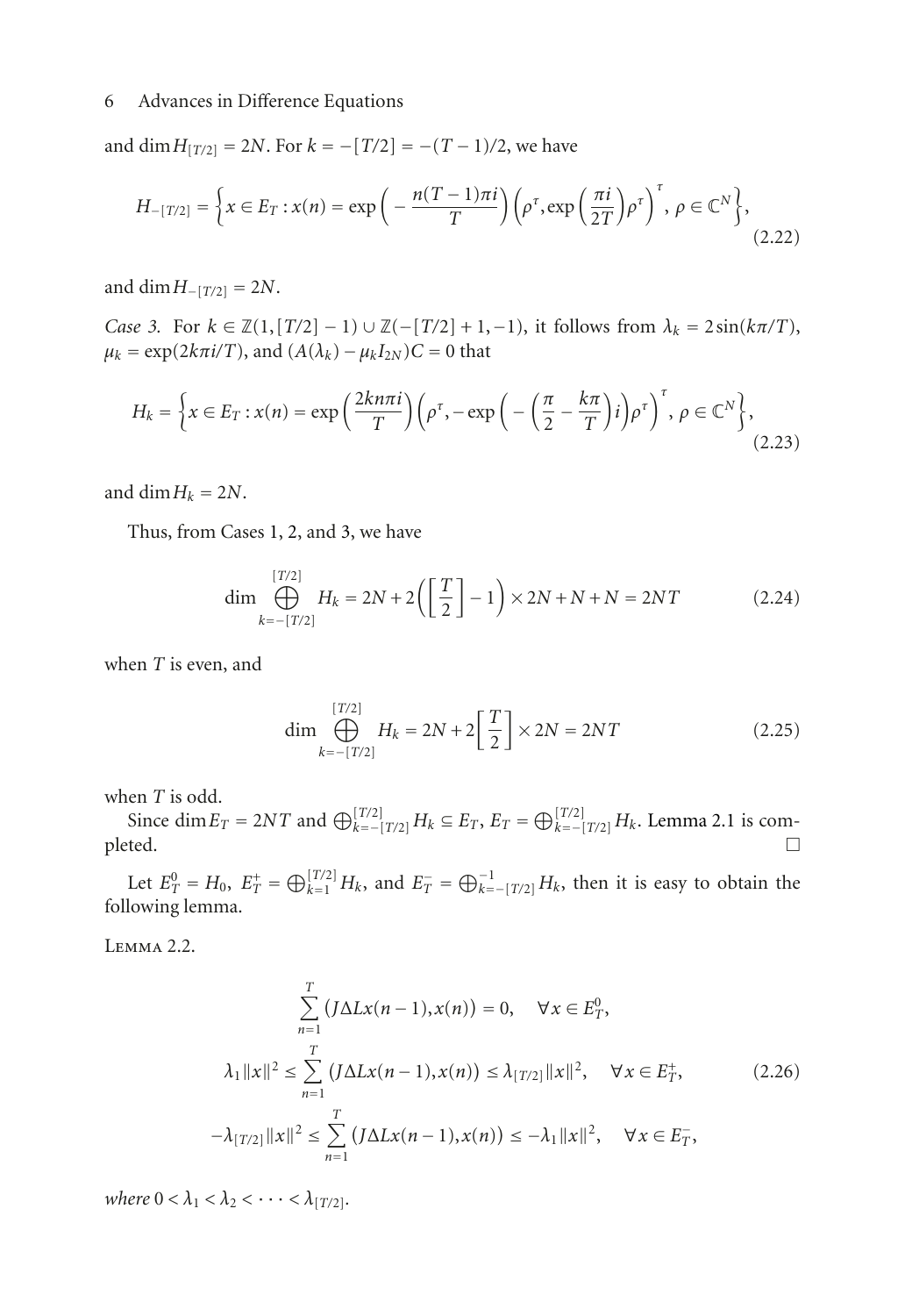and $\dim H_{[T/2]} = 2N$. For $k = -[T/2] = -(T-1)/2$, we have

$$H_{-[T/2]} = \left\{ x \in E_T : x(n) = \exp\left( -\frac{n(T-1)\pi i}{T} \right) \left( \rho^\tau, \exp\left( \frac{\pi i}{2T} \right) \rho^\tau \right)^\tau, \ \rho \in \mathbb{C}^N \right\}, \tag{2.22}$$

and $\dim H_{-[T/2]} = 2N$.

*Case 3.* For $k \in \mathbb{Z}(1, [T/2]-1) \cup \mathbb{Z}(-[T/2]+1, -1)$, it follows from $\lambda_k = 2\sin(k\pi/T)$, $\mu_k = \exp(2k\pi i/T)$, and $(A(\lambda_k) - \mu_k I_{2N})C = 0$ that

$$H_k = \left\{ x \in E_T : x(n) = \exp\left( \frac{2kn\pi i}{T} \right) \left( \rho^\tau, -\exp\left( -\left( \frac{\pi}{2} - \frac{k\pi}{T} \right) i \right) \rho^\tau \right)^\tau, \ \rho \in \mathbb{C}^N \right\}, \tag{2.23}$$

and $\dim H_k = 2N$.

Thus, from Cases 1, 2, and 3, we have

$$\dim \bigoplus_{k=-[T/2]}^{[T/2]} H_k = 2N + 2\left( \left[ \frac{T}{2} \right] - 1 \right) \times 2N + N + N = 2NT \tag{2.24}$$

when $T$ is even, and

$$\dim \bigoplus_{k=-[T/2]}^{[T/2]} H_k = 2N + 2\left[ \frac{T}{2} \right] \times 2N = 2NT \tag{2.25}$$

when $T$ is odd.

Since $\dim E_T = 2NT$ and $\bigoplus_{k=-[T/2]}^{[T/2]} H_k \subseteq E_T$, $E_T = \bigoplus_{k=-[T/2]}^{[T/2]} H_k$. Lemma 2.1 is completed. $\square$

Let $E_T^0 = H_0$, $E_T^+ = \bigoplus_{k=1}^{[T/2]} H_k$, and $E_T^- = \bigoplus_{k=-[T/2]}^{-1} H_k$, then it is easy to obtain the following lemma.

Lemma 2.2.

$$\begin{gathered}
\sum_{n=1}^{T} \left( J\Delta Lx(n-1), x(n) \right) = 0, \quad \forall x \in E_T^0, \\
\lambda_1 \|x\|^2 \le \sum_{n=1}^{T} \left( J\Delta Lx(n-1), x(n) \right) \le \lambda_{[T/2]} \|x\|^2, \quad \forall x \in E_T^+, \\
-\lambda_{[T/2]} \|x\|^2 \le \sum_{n=1}^{T} \left( J\Delta Lx(n-1), x(n) \right) \le -\lambda_1 \|x\|^2, \quad \forall x \in E_T^-,
\end{gathered} \tag{2.26}$$

*where* $0 < \lambda_1 < \lambda_2 < \cdots < \lambda_{[T/2]}$.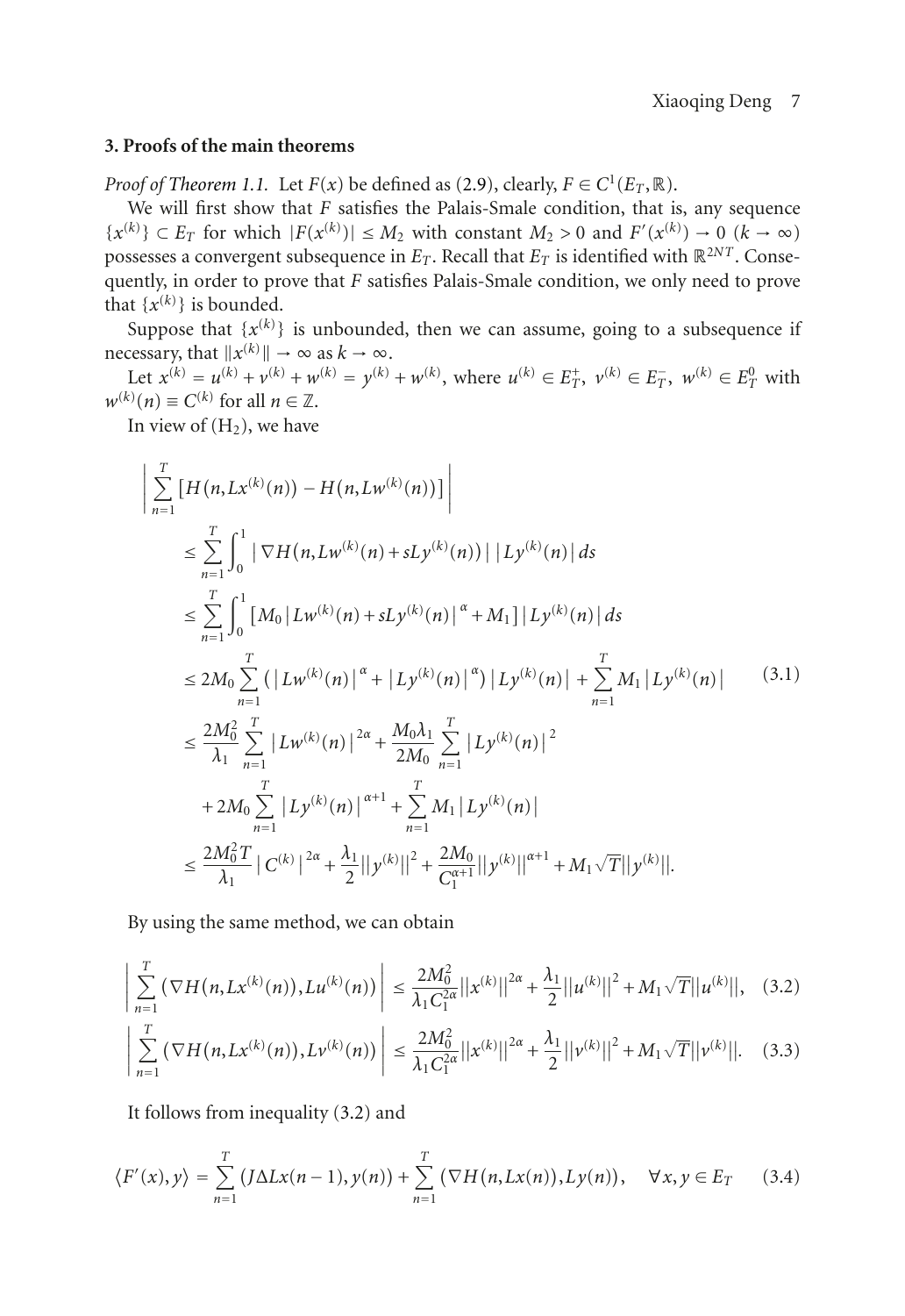## 3. Proofs of the main theorems

*Proof of Theorem 1.1.* Let $F(x)$ be defined as (2.9), clearly, $F \in C^1(E_T, \mathbb{R})$.

We will first show that $F$ satisfies the Palais-Smale condition, that is, any sequence $\{x^{(k)}\} \subset E_T$ for which $|F(x^{(k)})| \le M_2$ with constant $M_2 > 0$ and $F'(x^{(k)}) \to 0$ $(k \to \infty)$ possesses a convergent subsequence in $E_T$. Recall that $E_T$ is identified with $\mathbb{R}^{2NT}$. Consequently, in order to prove that $F$ satisfies Palais-Smale condition, we only need to prove that $\{x^{(k)}\}$ is bounded.

Suppose that $\{x^{(k)}\}$ is unbounded, then we can assume, going to a subsequence if necessary, that $\|x^{(k)}\| \to \infty$ as $k \to \infty$.

Let $x^{(k)} = u^{(k)} + v^{(k)} + w^{(k)} = y^{(k)} + w^{(k)}$, where $u^{(k)} \in E_T^+$, $v^{(k)} \in E_T^-$, $w^{(k)} \in E_T^0$ with $w^{(k)}(n) \equiv C^{(k)}$ for all $n \in \mathbb{Z}$.

In view of $(\mathrm{H}_2)$, we have

$$
\begin{aligned}
&\left| \sum_{n=1}^{T} \left[ H(n, Lx^{(k)}(n)) - H(n, Lw^{(k)}(n)) \right] \right| \\
&\quad \le \sum_{n=1}^{T} \int_0^1 \left| \nabla H(n, Lw^{(k)}(n) + sLy^{(k)}(n)) \right| \left| Ly^{(k)}(n) \right| ds \\
&\quad \le \sum_{n=1}^{T} \int_0^1 \left[ M_0 \left| Lw^{(k)}(n) + sLy^{(k)}(n) \right|^{\alpha} + M_1 \right] \left| Ly^{(k)}(n) \right| ds \\
&\quad \le 2M_0 \sum_{n=1}^{T} \left( \left| Lw^{(k)}(n) \right|^{\alpha} + \left| Ly^{(k)}(n) \right|^{\alpha} \right) \left| Ly^{(k)}(n) \right| + \sum_{n=1}^{T} M_1 \left| Ly^{(k)}(n) \right| \\
&\quad \le \frac{2M_0^2}{\lambda_1} \sum_{n=1}^{T} \left| Lw^{(k)}(n) \right|^{2\alpha} + \frac{M_0 \lambda_1}{2M_0} \sum_{n=1}^{T} \left| Ly^{(k)}(n) \right|^2 \\
&\qquad + 2M_0 \sum_{n=1}^{T} \left| Ly^{(k)}(n) \right|^{\alpha+1} + \sum_{n=1}^{T} M_1 \left| Ly^{(k)}(n) \right| \\
&\quad \le \frac{2M_0^2 T}{\lambda_1} \left| C^{(k)} \right|^{2\alpha} + \frac{\lambda_1}{2} \|y^{(k)}\|^2 + \frac{2M_0}{C_1^{\alpha+1}} \|y^{(k)}\|^{\alpha+1} + M_1 \sqrt{T} \|y^{(k)}\|.
\end{aligned}
\tag{3.1}
$$

By using the same method, we can obtain

$$
\left| \sum_{n=1}^{T} \left( \nabla H(n, Lx^{(k)}(n)), Lu^{(k)}(n) \right) \right| \le \frac{2M_0^2}{\lambda_1 C_1^{2\alpha}} \|x^{(k)}\|^{2\alpha} + \frac{\lambda_1}{2} \|u^{(k)}\|^2 + M_1 \sqrt{T} \|u^{(k)}\|, \tag{3.2}
$$

$$
\left| \sum_{n=1}^{T} \left( \nabla H(n, Lx^{(k)}(n)), Lv^{(k)}(n) \right) \right| \le \frac{2M_0^2}{\lambda_1 C_1^{2\alpha}} \|x^{(k)}\|^{2\alpha} + \frac{\lambda_1}{2} \|v^{(k)}\|^2 + M_1 \sqrt{T} \|v^{(k)}\|. \tag{3.3}
$$

It follows from inequality (3.2) and

$$
\langle F'(x), y \rangle = \sum_{n=1}^{T} \left( J \Delta Lx(n-1), y(n) \right) + \sum_{n=1}^{T} \left( \nabla H(n, Lx(n)), Ly(n) \right), \quad \forall x, y \in E_T \tag{3.4}
$$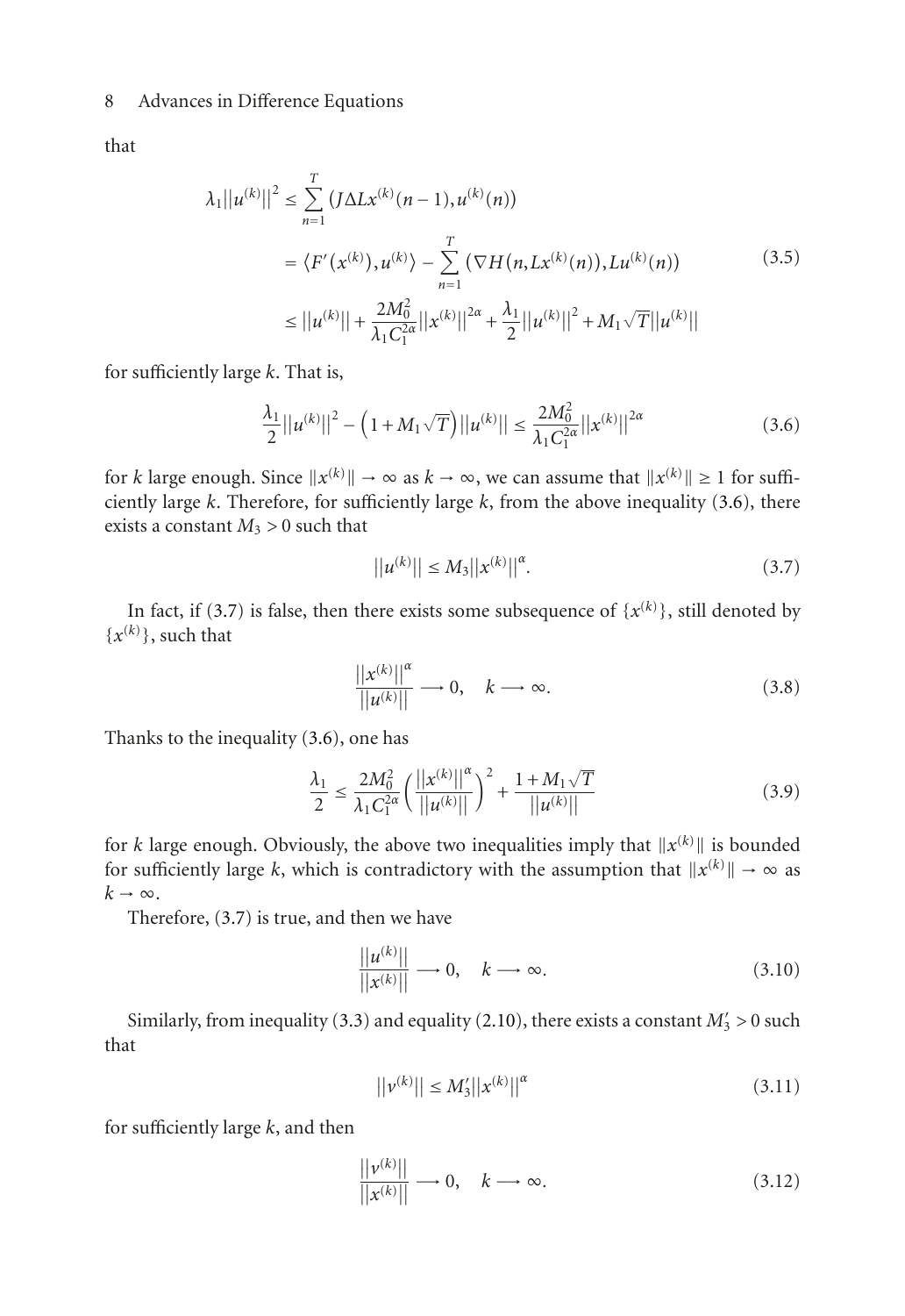that

$$\begin{aligned}
\lambda_1 \|u^{(k)}\|^2 &\leq \sum_{n=1}^{T} \left(J\Delta L x^{(k)}(n-1), u^{(k)}(n)\right) \\
&= \langle F'(x^{(k)}), u^{(k)} \rangle - \sum_{n=1}^{T} \left(\nabla H(n, Lx^{(k)}(n)), Lu^{(k)}(n)\right) \\
&\leq \|u^{(k)}\| + \frac{2M_0^2}{\lambda_1 C_1^{2\alpha}} \|x^{(k)}\|^{2\alpha} + \frac{\lambda_1}{2} \|u^{(k)}\|^2 + M_1\sqrt{T}\|u^{(k)}\|
\end{aligned} \tag{3.5}$$

for sufficiently large $k$. That is,

$$\frac{\lambda_1}{2}\|u^{(k)}\|^2 - \left(1 + M_1\sqrt{T}\right)\|u^{(k)}\| \leq \frac{2M_0^2}{\lambda_1 C_1^{2\alpha}}\|x^{(k)}\|^{2\alpha} \tag{3.6}$$

for $k$ large enough. Since $\|x^{(k)}\| \to \infty$ as $k \to \infty$, we can assume that $\|x^{(k)}\| \geq 1$ for sufficiently large $k$. Therefore, for sufficiently large $k$, from the above inequality (3.6), there exists a constant $M_3 > 0$ such that

$$\|u^{(k)}\| \leq M_3 \|x^{(k)}\|^{\alpha}. \tag{3.7}$$

In fact, if (3.7) is false, then there exists some subsequence of $\{x^{(k)}\}$, still denoted by $\{x^{(k)}\}$, such that

$$\frac{\|x^{(k)}\|^{\alpha}}{\|u^{(k)}\|} \longrightarrow 0, \quad k \longrightarrow \infty. \tag{3.8}$$

Thanks to the inequality (3.6), one has

$$\frac{\lambda_1}{2} \leq \frac{2M_0^2}{\lambda_1 C_1^{2\alpha}} \left(\frac{\|x^{(k)}\|^{\alpha}}{\|u^{(k)}\|}\right)^2 + \frac{1 + M_1\sqrt{T}}{\|u^{(k)}\|} \tag{3.9}$$

for $k$ large enough. Obviously, the above two inequalities imply that $\|x^{(k)}\|$ is bounded for sufficiently large $k$, which is contradictory with the assumption that $\|x^{(k)}\| \to \infty$ as $k \to \infty$.

Therefore, (3.7) is true, and then we have

$$\frac{\|u^{(k)}\|}{\|x^{(k)}\|} \longrightarrow 0, \quad k \longrightarrow \infty. \tag{3.10}$$

Similarly, from inequality (3.3) and equality (2.10), there exists a constant $M_3' > 0$ such that

$$\|v^{(k)}\| \leq M_3' \|x^{(k)}\|^{\alpha} \tag{3.11}$$

for sufficiently large $k$, and then

$$\frac{\|v^{(k)}\|}{\|x^{(k)}\|} \longrightarrow 0, \quad k \longrightarrow \infty. \tag{3.12}$$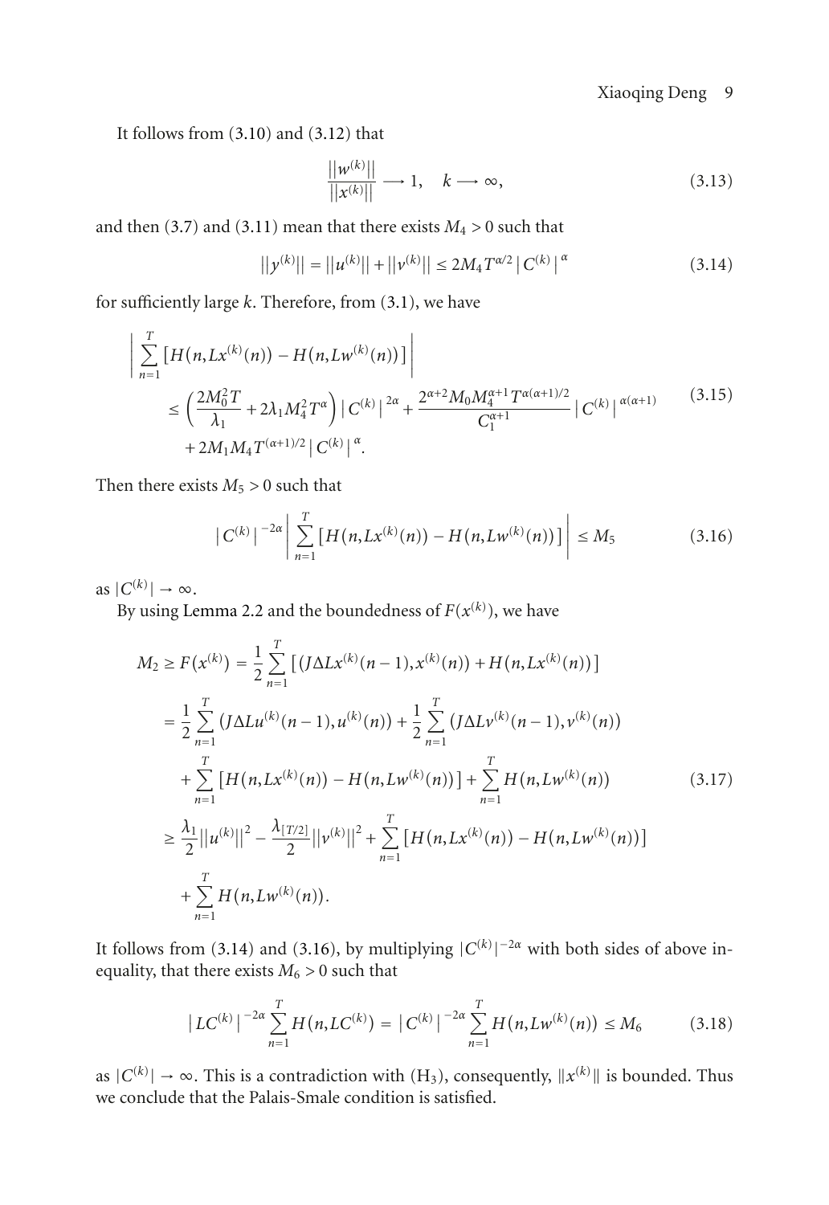It follows from (3.10) and (3.12) that

$$\frac{||w^{(k)}||}{||x^{(k)}||} \longrightarrow 1, \quad k \longrightarrow \infty, \tag{3.13}$$

and then (3.7) and (3.11) mean that there exists $M_4 > 0$ such that

$$||y^{(k)}|| = ||u^{(k)}|| + ||v^{(k)}|| \leq 2M_4 T^{\alpha/2} |C^{(k)}|^{\alpha} \tag{3.14}$$

for sufficiently large $k$. Therefore, from (3.1), we have

$$\begin{aligned}
&\left| \sum_{n=1}^{T} \left[ H(n, Lx^{(k)}(n)) - H(n, Lw^{(k)}(n)) \right] \right| \\
&\quad \leq \left( \frac{2M_0^2 T}{\lambda_1} + 2\lambda_1 M_4^2 T^{\alpha} \right) |C^{(k)}|^{2\alpha} + \frac{2^{\alpha+2} M_0 M_4^{\alpha+1} T^{\alpha(\alpha+1)/2}}{C_1^{\alpha+1}} |C^{(k)}|^{\alpha(\alpha+1)} \\
&\quad\quad + 2M_1 M_4 T^{(\alpha+1)/2} |C^{(k)}|^{\alpha}.
\end{aligned} \tag{3.15}$$

Then there exists $M_5 > 0$ such that

$$|C^{(k)}|^{-2\alpha} \left| \sum_{n=1}^{T} \left[ H(n, Lx^{(k)}(n)) - H(n, Lw^{(k)}(n)) \right] \right| \leq M_5 \tag{3.16}$$

as $|C^{(k)}| \to \infty$.

By using Lemma 2.2 and the boundedness of $F(x^{(k)})$, we have

$$\begin{aligned}
M_2 \geq F(x^{(k)}) &= \frac{1}{2} \sum_{n=1}^{T} \left[ (J\Delta L x^{(k)}(n-1), x^{(k)}(n)) + H(n, Lx^{(k)}(n)) \right] \\
&= \frac{1}{2} \sum_{n=1}^{T} (J\Delta L u^{(k)}(n-1), u^{(k)}(n)) + \frac{1}{2} \sum_{n=1}^{T} (J\Delta L v^{(k)}(n-1), v^{(k)}(n)) \\
&\quad + \sum_{n=1}^{T} \left[ H(n, Lx^{(k)}(n)) - H(n, Lw^{(k)}(n)) \right] + \sum_{n=1}^{T} H(n, Lw^{(k)}(n)) \\
&\geq \frac{\lambda_1}{2} ||u^{(k)}||^2 - \frac{\lambda_{[T/2]}}{2} ||v^{(k)}||^2 + \sum_{n=1}^{T} \left[ H(n, Lx^{(k)}(n)) - H(n, Lw^{(k)}(n)) \right] \\
&\quad + \sum_{n=1}^{T} H(n, Lw^{(k)}(n)).
\end{aligned} \tag{3.17}$$

It follows from (3.14) and (3.16), by multiplying $|C^{(k)}|^{-2\alpha}$ with both sides of above inequality, that there exists $M_6 > 0$ such that

$$|LC^{(k)}|^{-2\alpha} \sum_{n=1}^{T} H(n, LC^{(k)}) = |C^{(k)}|^{-2\alpha} \sum_{n=1}^{T} H(n, Lw^{(k)}(n)) \leq M_6 \tag{3.18}$$

as $|C^{(k)}| \to \infty$. This is a contradiction with $(H_3)$, consequently, $\|x^{(k)}\|$ is bounded. Thus we conclude that the Palais-Smale condition is satisfied.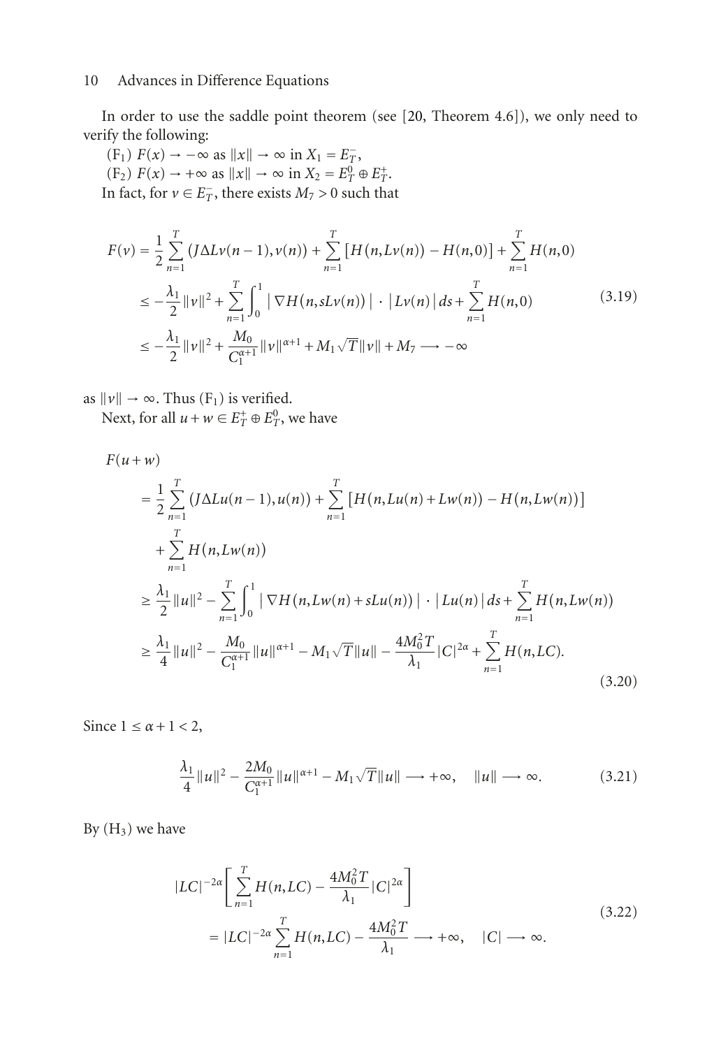In order to use the saddle point theorem (see [20, Theorem 4.6]), we only need to verify the following:

($F_1$) $F(x) \to -\infty$ as $\|x\| \to \infty$ in $X_1 = E_T^-$,

($F_2$) $F(x) \to +\infty$ as $\|x\| \to \infty$ in $X_2 = E_T^0 \oplus E_T^+$.

In fact, for $v \in E_T^-$, there exists $M_7 > 0$ such that

$$
\begin{aligned}
F(v) &= \frac{1}{2}\sum_{n=1}^{T}(J\Delta Lv(n-1), v(n)) + \sum_{n=1}^{T}\left[H(n, Lv(n)) - H(n,0)\right] + \sum_{n=1}^{T}H(n,0) \\
&\leq -\frac{\lambda_1}{2}\|v\|^2 + \sum_{n=1}^{T}\int_0^1 \left|\nabla H(n, sLv(n))\right| \cdot \left|Lv(n)\right| ds + \sum_{n=1}^{T}H(n,0) \\
&\leq -\frac{\lambda_1}{2}\|v\|^2 + \frac{M_0}{C_1^{\alpha+1}}\|v\|^{\alpha+1} + M_1\sqrt{T}\|v\| + M_7 \longrightarrow -\infty
\end{aligned}
\tag{3.19}
$$

as $\|v\| \to \infty$. Thus ($F_1$) is verified.

Next, for all $u + w \in E_T^+ \oplus E_T^0$, we have

$$
\begin{aligned}
&F(u+w) \\
&\quad= \frac{1}{2}\sum_{n=1}^{T}(J\Delta Lu(n-1), u(n)) + \sum_{n=1}^{T}\left[H(n, Lu(n) + Lw(n)) - H(n, Lw(n))\right] \\
&\qquad + \sum_{n=1}^{T}H(n, Lw(n)) \\
&\quad\geq \frac{\lambda_1}{2}\|u\|^2 - \sum_{n=1}^{T}\int_0^1 \left|\nabla H(n, Lw(n) + sLu(n))\right| \cdot \left|Lu(n)\right| ds + \sum_{n=1}^{T}H(n, Lw(n)) \\
&\quad\geq \frac{\lambda_1}{4}\|u\|^2 - \frac{M_0}{C_1^{\alpha+1}}\|u\|^{\alpha+1} - M_1\sqrt{T}\|u\| - \frac{4M_0^2 T}{\lambda_1}|C|^{2\alpha} + \sum_{n=1}^{T}H(n, LC).
\end{aligned}
\tag{3.20}
$$

Since $1 \leq \alpha + 1 < 2$,

$$
\frac{\lambda_1}{4}\|u\|^2 - \frac{2M_0}{C_1^{\alpha+1}}\|u\|^{\alpha+1} - M_1\sqrt{T}\|u\| \longrightarrow +\infty, \quad \|u\| \longrightarrow \infty. \tag{3.21}
$$

By ($H_3$) we have

$$
\begin{aligned}
&|LC|^{-2\alpha}\left[\sum_{n=1}^{T}H(n, LC) - \frac{4M_0^2 T}{\lambda_1}|C|^{2\alpha}\right] \\
&\quad= |LC|^{-2\alpha}\sum_{n=1}^{T}H(n, LC) - \frac{4M_0^2 T}{\lambda_1} \longrightarrow +\infty, \quad |C| \longrightarrow \infty.
\end{aligned}
\tag{3.22}
$$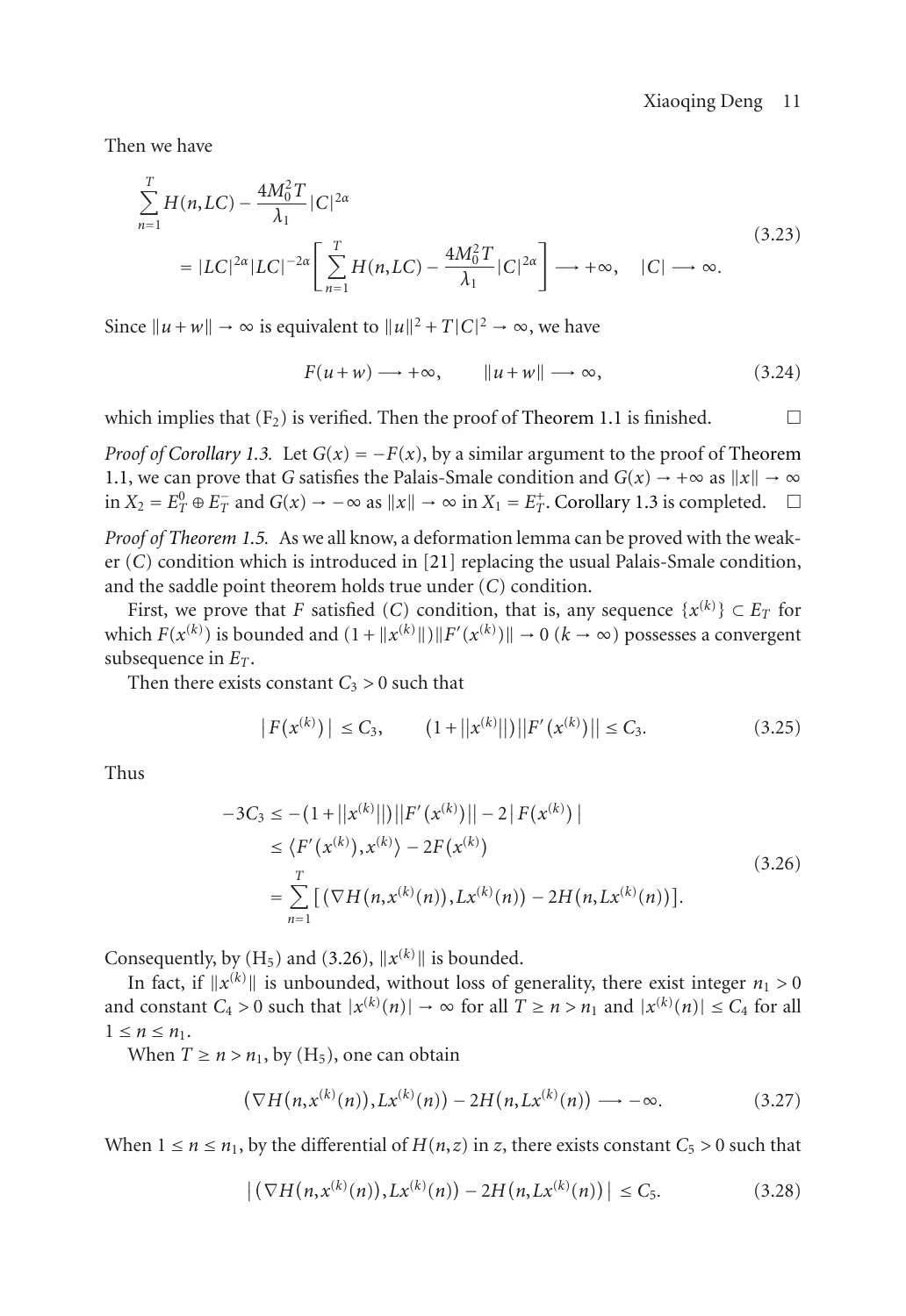Then we have

$$
\begin{aligned}
&\sum_{n=1}^{T} H(n,LC) - \frac{4M_0^2 T}{\lambda_1}|C|^{2\alpha} \\
&\quad = |LC|^{2\alpha}|LC|^{-2\alpha}\left[\sum_{n=1}^{T} H(n,LC) - \frac{4M_0^2 T}{\lambda_1}|C|^{2\alpha}\right] \longrightarrow +\infty, \quad |C| \longrightarrow \infty.
\end{aligned}
\tag{3.23}
$$

Since $\|u+w\| \to \infty$ is equivalent to $\|u\|^2 + T|C|^2 \to \infty$, we have

$$
F(u+w) \longrightarrow +\infty, \qquad \|u+w\| \longrightarrow \infty, \tag{3.24}
$$

which implies that $(F_2)$ is verified. Then the proof of Theorem 1.1 is finished. $\square$

*Proof of Corollary 1.3.* Let $G(x) = -F(x)$, by a similar argument to the proof of Theorem 1.1, we can prove that $G$ satisfies the Palais-Smale condition and $G(x) \to +\infty$ as $\|x\| \to \infty$ in $X_2 = E_T^0 \oplus E_T^-$ and $G(x) \to -\infty$ as $\|x\| \to \infty$ in $X_1 = E_T^+$. Corollary 1.3 is completed. $\square$

*Proof of Theorem 1.5.* As we all know, a deformation lemma can be proved with the weaker $(C)$ condition which is introduced in [21] replacing the usual Palais-Smale condition, and the saddle point theorem holds true under $(C)$ condition.

First, we prove that $F$ satisfied $(C)$ condition, that is, any sequence $\{x^{(k)}\} \subset E_T$ for which $F(x^{(k)})$ is bounded and $(1+\|x^{(k)}\|)\|F'(x^{(k)})\| \to 0$ $(k \to \infty)$ possesses a convergent subsequence in $E_T$.

Then there exists constant $C_3 > 0$ such that

$$
\left|F(x^{(k)})\right| \le C_3, \qquad (1+\|x^{(k)}\|)\|F'(x^{(k)})\| \le C_3. \tag{3.25}
$$

Thus

$$
\begin{aligned}
-3C_3 &\le -(1+\|x^{(k)}\|)\|F'(x^{(k)})\| - 2\left|F(x^{(k)})\right| \\
&\le \langle F'(x^{(k)}), x^{(k)}\rangle - 2F(x^{(k)}) \\
&= \sum_{n=1}^{T}\left[\left(\nabla H(n,x^{(k)}(n)), Lx^{(k)}(n)\right) - 2H(n,Lx^{(k)}(n))\right].
\end{aligned}
\tag{3.26}
$$

Consequently, by $(H_5)$ and (3.26), $\|x^{(k)}\|$ is bounded.

In fact, if $\|x^{(k)}\|$ is unbounded, without loss of generality, there exist integer $n_1 > 0$ and constant $C_4 > 0$ such that $|x^{(k)}(n)| \to \infty$ for all $T \ge n > n_1$ and $|x^{(k)}(n)| \le C_4$ for all $1 \le n \le n_1$.

When $T \ge n > n_1$, by $(H_5)$, one can obtain

$$
\left(\nabla H(n,x^{(k)}(n)), Lx^{(k)}(n)\right) - 2H(n,Lx^{(k)}(n)) \longrightarrow -\infty. \tag{3.27}
$$

When $1 \le n \le n_1$, by the differential of $H(n,z)$ in $z$, there exists constant $C_5 > 0$ such that

$$
\left|\left(\nabla H(n,x^{(k)}(n)), Lx^{(k)}(n)\right) - 2H(n,Lx^{(k)}(n))\right| \le C_5. \tag{3.28}
$$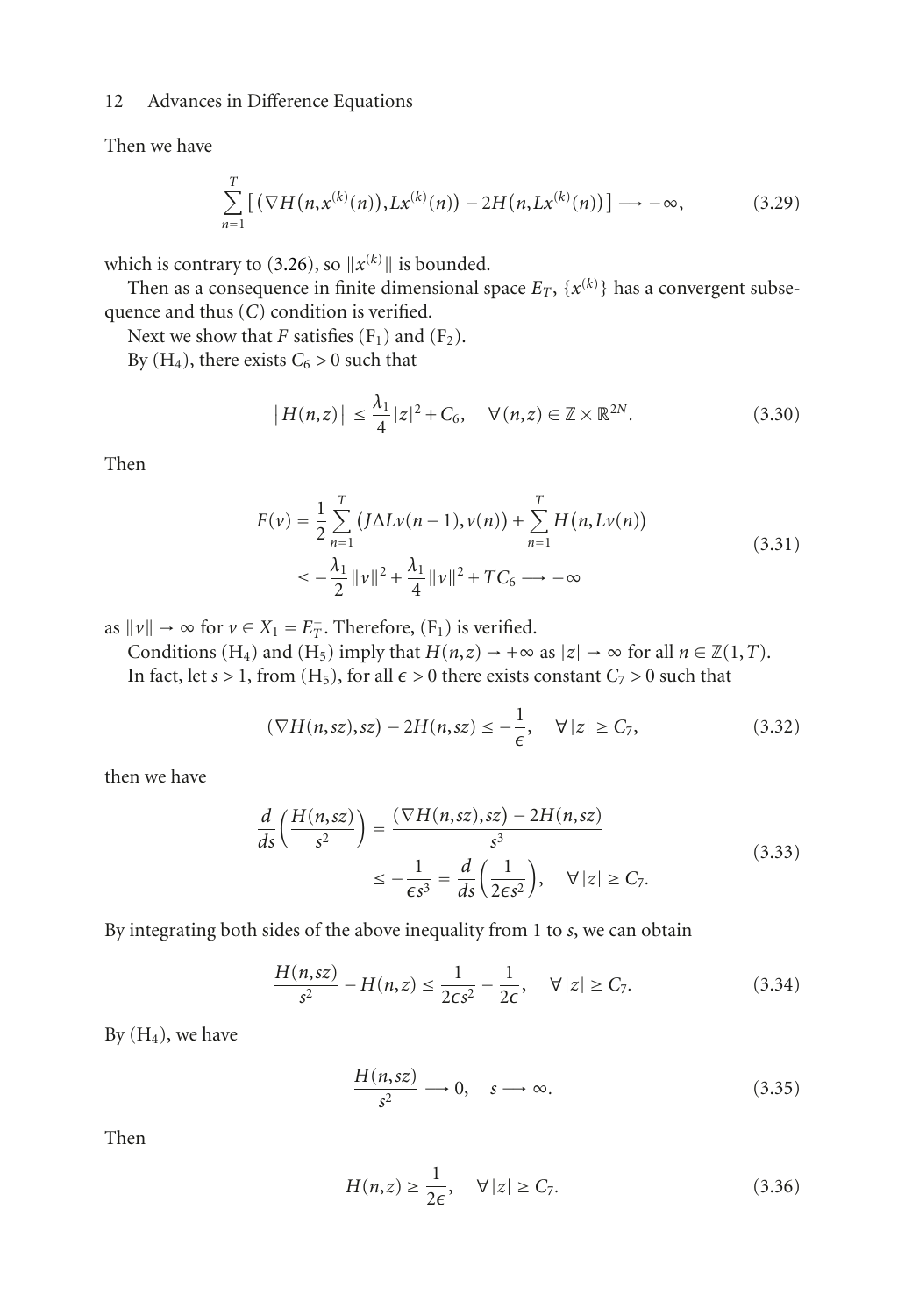Then we have

$$\sum_{n=1}^{T}\left[\left(\nabla H(n,x^{(k)}(n)),Lx^{(k)}(n)\right)-2H\left(n,Lx^{(k)}(n)\right)\right]\longrightarrow-\infty,\tag{3.29}$$

which is contrary to (3.26), so $\|x^{(k)}\|$ is bounded.

Then as a consequence in finite dimensional space $E_T$, $\{x^{(k)}\}$ has a convergent subsequence and thus $(C)$ condition is verified.

Next we show that $F$ satisfies $(\mathrm{F}_1)$ and $(\mathrm{F}_2)$.

By $(\mathrm{H}_4)$, there exists $C_6>0$ such that

$$\left|H(n,z)\right|\leq\frac{\lambda_1}{4}|z|^2+C_6,\quad\forall(n,z)\in\mathbb{Z}\times\mathbb{R}^{2N}.\tag{3.30}$$

Then

$$\begin{aligned}F(v)&=\frac{1}{2}\sum_{n=1}^{T}\left(J\Delta Lv(n-1),v(n)\right)+\sum_{n=1}^{T}H\left(n,Lv(n)\right)\\&\leq-\frac{\lambda_1}{2}\|v\|^2+\frac{\lambda_1}{4}\|v\|^2+TC_6\longrightarrow-\infty\end{aligned}\tag{3.31}$$

as $\|v\|\to\infty$ for $v\in X_1=E_T^-$. Therefore, $(\mathrm{F}_1)$ is verified.

Conditions $(\mathrm{H}_4)$ and $(\mathrm{H}_5)$ imply that $H(n,z)\to+\infty$ as $|z|\to\infty$ for all $n\in\mathbb{Z}(1,T)$.

In fact, let $s>1$, from $(\mathrm{H}_5)$, for all $\epsilon>0$ there exists constant $C_7>0$ such that

$$\left(\nabla H(n,sz),sz\right)-2H(n,sz)\leq-\frac{1}{\epsilon},\quad\forall|z|\geq C_7,\tag{3.32}$$

then we have

$$\begin{aligned}\frac{d}{ds}\left(\frac{H(n,sz)}{s^2}\right)&=\frac{\left(\nabla H(n,sz),sz\right)-2H(n,sz)}{s^3}\\&\leq-\frac{1}{\epsilon s^3}=\frac{d}{ds}\left(\frac{1}{2\epsilon s^2}\right),\quad\forall|z|\geq C_7.\end{aligned}\tag{3.33}$$

By integrating both sides of the above inequality from 1 to $s$, we can obtain

$$\frac{H(n,sz)}{s^2}-H(n,z)\leq\frac{1}{2\epsilon s^2}-\frac{1}{2\epsilon},\quad\forall|z|\geq C_7.\tag{3.34}$$

By $(\mathrm{H}_4)$, we have

$$\frac{H(n,sz)}{s^2}\longrightarrow0,\quad s\longrightarrow\infty.\tag{3.35}$$

Then

$$H(n,z)\geq\frac{1}{2\epsilon},\quad\forall|z|\geq C_7.\tag{3.36}$$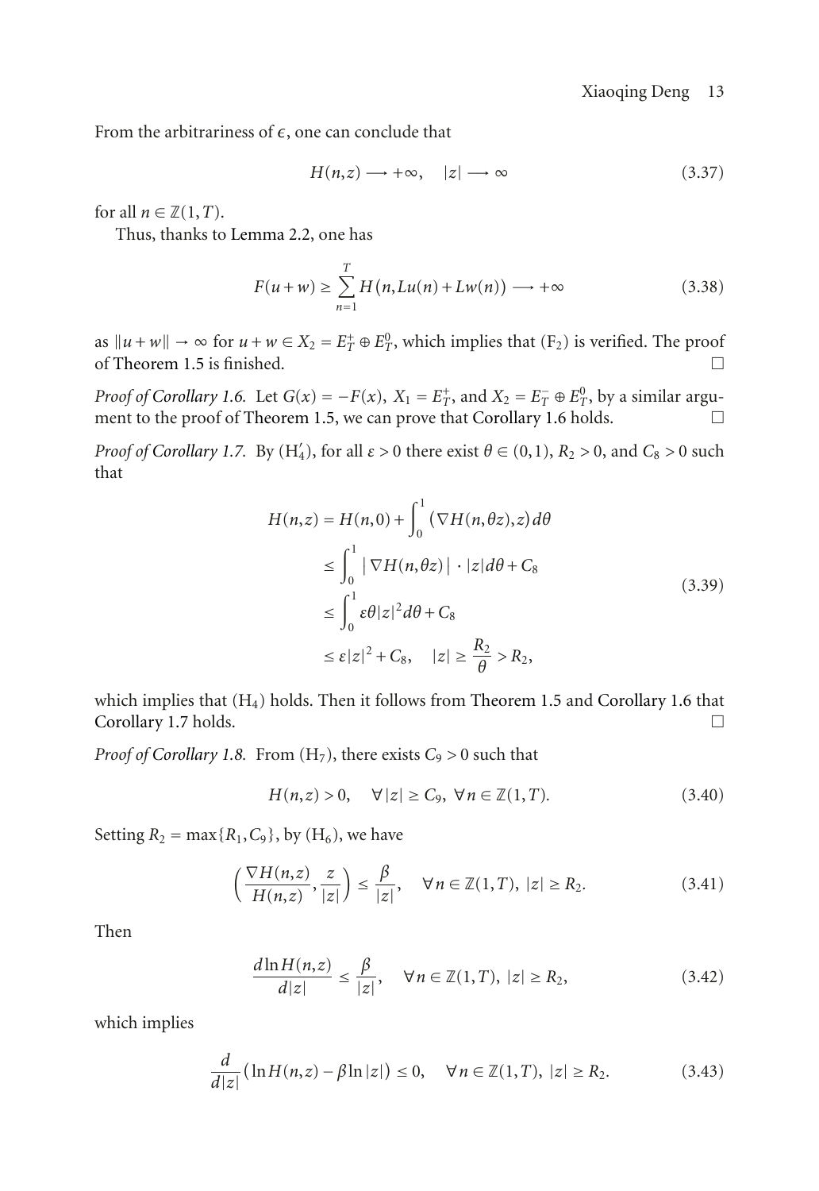From the arbitrariness of $\epsilon$, one can conclude that

$$H(n,z) \longrightarrow +\infty, \quad |z| \longrightarrow \infty \tag{3.37}$$

for all $n \in \mathbb{Z}(1,T)$.

Thus, thanks to Lemma 2.2, one has

$$F(u+w) \geq \sum_{n=1}^{T} H(n, Lu(n) + Lw(n)) \longrightarrow +\infty \tag{3.38}$$

as $\|u+w\| \to \infty$ for $u+w \in X_2 = E_T^+ \oplus E_T^0$, which implies that ($F_2$) is verified. The proof of Theorem 1.5 is finished. □

*Proof of Corollary 1.6.* Let $G(x) = -F(x)$, $X_1 = E_T^+$, and $X_2 = E_T^- \oplus E_T^0$, by a similar argument to the proof of Theorem 1.5, we can prove that Corollary 1.6 holds. □

*Proof of Corollary 1.7.* By ($H_4'$), for all $\varepsilon > 0$ there exist $\theta \in (0,1)$, $R_2 > 0$, and $C_8 > 0$ such that

$$\begin{aligned}
H(n,z) &= H(n,0) + \int_0^1 (\nabla H(n,\theta z), z)\, d\theta \\
&\leq \int_0^1 |\nabla H(n,\theta z)| \cdot |z| d\theta + C_8 \\
&\leq \int_0^1 \varepsilon\theta |z|^2 d\theta + C_8 \\
&\leq \varepsilon |z|^2 + C_8, \quad |z| \geq \frac{R_2}{\theta} > R_2,
\end{aligned} \tag{3.39}$$

which implies that ($H_4$) holds. Then it follows from Theorem 1.5 and Corollary 1.6 that Corollary 1.7 holds. □

*Proof of Corollary 1.8.* From ($H_7$), there exists $C_9 > 0$ such that

$$H(n,z) > 0, \quad \forall |z| \geq C_9, \ \forall n \in \mathbb{Z}(1,T). \tag{3.40}$$

Setting $R_2 = \max\{R_1, C_9\}$, by ($H_6$), we have

$$\left( \frac{\nabla H(n,z)}{H(n,z)}, \frac{z}{|z|} \right) \leq \frac{\beta}{|z|}, \quad \forall n \in \mathbb{Z}(1,T), \ |z| \geq R_2. \tag{3.41}$$

Then

$$\frac{d \ln H(n,z)}{d|z|} \leq \frac{\beta}{|z|}, \quad \forall n \in \mathbb{Z}(1,T), \ |z| \geq R_2, \tag{3.42}$$

which implies

$$\frac{d}{d|z|} \left( \ln H(n,z) - \beta \ln |z| \right) \leq 0, \quad \forall n \in \mathbb{Z}(1,T), \ |z| \geq R_2. \tag{3.43}$$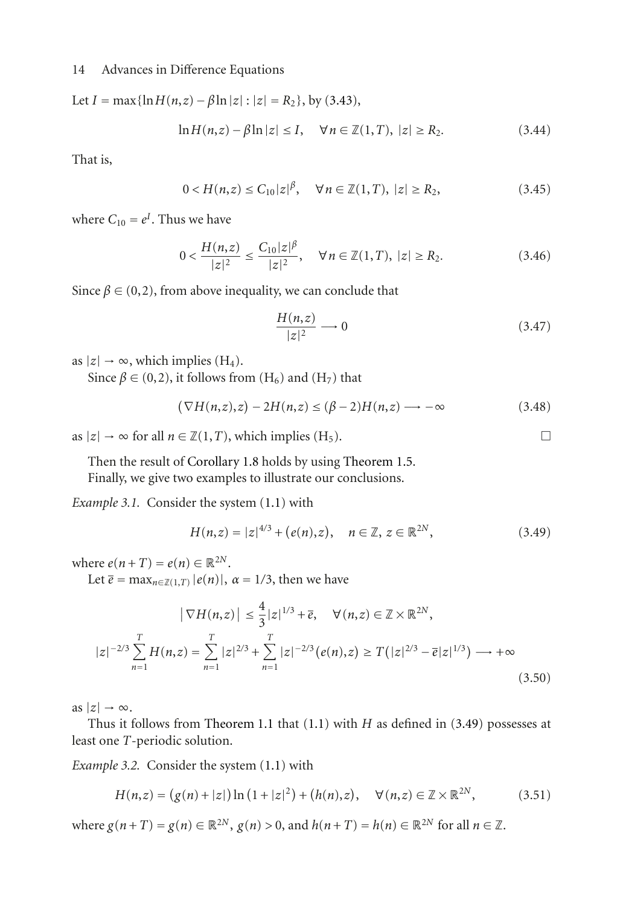Let $I = \max\{\ln H(n,z) - \beta \ln |z| : |z| = R_2\}$, by (3.43),

$$\ln H(n,z) - \beta \ln |z| \leq I, \quad \forall n \in \mathbb{Z}(1,T),\ |z| \geq R_2. \tag{3.44}$$

That is,

$$0 < H(n,z) \leq C_{10} |z|^{\beta}, \quad \forall n \in \mathbb{Z}(1,T),\ |z| \geq R_2, \tag{3.45}$$

where $C_{10} = e^{I}$. Thus we have

$$0 < \frac{H(n,z)}{|z|^2} \leq \frac{C_{10}|z|^{\beta}}{|z|^2}, \quad \forall n \in \mathbb{Z}(1,T),\ |z| \geq R_2. \tag{3.46}$$

Since $\beta \in (0,2)$, from above inequality, we can conclude that

$$\frac{H(n,z)}{|z|^2} \longrightarrow 0 \tag{3.47}$$

as $|z| \to \infty$, which implies $(\text{H}_4)$.

Since $\beta \in (0,2)$, it follows from $(\text{H}_6)$ and $(\text{H}_7)$ that

$$(\nabla H(n,z), z) - 2H(n,z) \leq (\beta - 2) H(n,z) \longrightarrow -\infty \tag{3.48}$$

as $|z| \to \infty$ for all $n \in \mathbb{Z}(1,T)$, which implies $(\text{H}_5)$. □

Then the result of Corollary 1.8 holds by using Theorem 1.5.

Finally, we give two examples to illustrate our conclusions.

*Example 3.1.* Consider the system (1.1) with

$$H(n,z) = |z|^{4/3} + (e(n), z), \quad n \in \mathbb{Z},\ z \in \mathbb{R}^{2N}, \tag{3.49}$$

where $e(n+T) = e(n) \in \mathbb{R}^{2N}$.

Let $\overline{e} = \max_{n \in \mathbb{Z}(1,T)} |e(n)|$, $\alpha = 1/3$, then we have

$$\begin{gathered} |\nabla H(n,z)| \leq \frac{4}{3}|z|^{1/3} + \overline{e}, \quad \forall (n,z) \in \mathbb{Z} \times \mathbb{R}^{2N}, \\ |z|^{-2/3} \sum_{n=1}^{T} H(n,z) = \sum_{n=1}^{T} |z|^{2/3} + \sum_{n=1}^{T} |z|^{-2/3} (e(n), z) \geq T\left(|z|^{2/3} - \overline{e}|z|^{1/3}\right) \longrightarrow +\infty \end{gathered} \tag{3.50}$$

as $|z| \to \infty$.

Thus it follows from Theorem 1.1 that (1.1) with $H$ as defined in (3.49) possesses at least one $T$-periodic solution.

*Example 3.2.* Consider the system (1.1) with

$$H(n,z) = (g(n) + |z|) \ln\left(1 + |z|^2\right) + (h(n), z), \quad \forall (n,z) \in \mathbb{Z} \times \mathbb{R}^{2N}, \tag{3.51}$$

where $g(n+T) = g(n) \in \mathbb{R}^{2N}$, $g(n) > 0$, and $h(n+T) = h(n) \in \mathbb{R}^{2N}$ for all $n \in \mathbb{Z}$.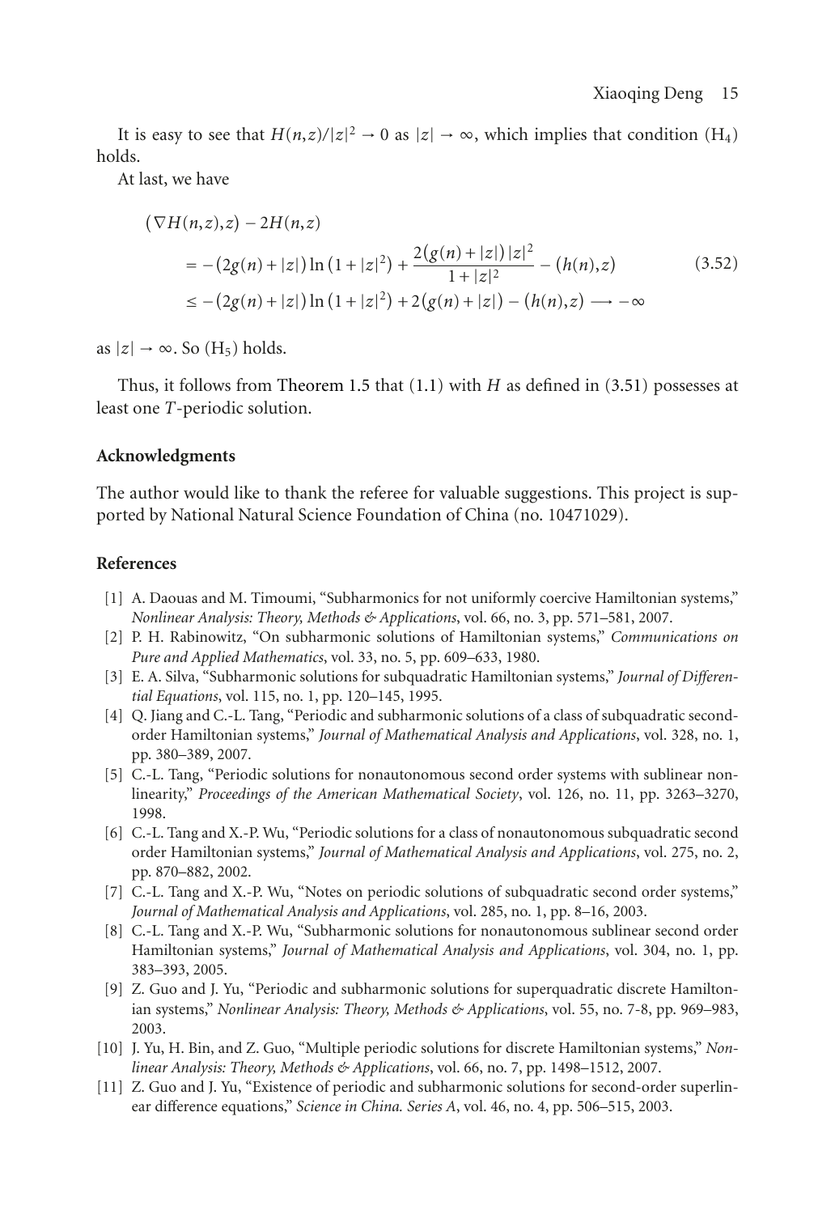It is easy to see that $H(n,z)/|z|^2 \to 0$ as $|z| \to \infty$, which implies that condition $(H_4)$ holds.

At last, we have

$$
\begin{aligned}
&(\nabla H(n,z), z) - 2H(n,z) \\
&\quad = -(2g(n) + |z|)\ln(1+|z|^2) + \frac{2(g(n)+|z|)|z|^2}{1+|z|^2} - (h(n),z) \\
&\quad \leq -(2g(n) + |z|)\ln(1+|z|^2) + 2(g(n)+|z|) - (h(n),z) \longrightarrow -\infty
\end{aligned}
\tag{3.52}
$$

as $|z| \to \infty$. So $(H_5)$ holds.

Thus, it follows from Theorem 1.5 that (1.1) with $H$ as defined in (3.51) possesses at least one $T$-periodic solution.

## Acknowledgments

The author would like to thank the referee for valuable suggestions. This project is supported by National Natural Science Foundation of China (no. 10471029).

## References

[1] A. Daouas and M. Timoumi, "Subharmonics for not uniformly coercive Hamiltonian systems," *Nonlinear Analysis: Theory, Methods & Applications*, vol. 66, no. 3, pp. 571–581, 2007.

[2] P. H. Rabinowitz, "On subharmonic solutions of Hamiltonian systems," *Communications on Pure and Applied Mathematics*, vol. 33, no. 5, pp. 609–633, 1980.

[3] E. A. Silva, "Subharmonic solutions for subquadratic Hamiltonian systems," *Journal of Differential Equations*, vol. 115, no. 1, pp. 120–145, 1995.

[4] Q. Jiang and C.-L. Tang, "Periodic and subharmonic solutions of a class of subquadratic second-order Hamiltonian systems," *Journal of Mathematical Analysis and Applications*, vol. 328, no. 1, pp. 380–389, 2007.

[5] C.-L. Tang, "Periodic solutions for nonautonomous second order systems with sublinear nonlinearity," *Proceedings of the American Mathematical Society*, vol. 126, no. 11, pp. 3263–3270, 1998.

[6] C.-L. Tang and X.-P. Wu, "Periodic solutions for a class of nonautonomous subquadratic second order Hamiltonian systems," *Journal of Mathematical Analysis and Applications*, vol. 275, no. 2, pp. 870–882, 2002.

[7] C.-L. Tang and X.-P. Wu, "Notes on periodic solutions of subquadratic second order systems," *Journal of Mathematical Analysis and Applications*, vol. 285, no. 1, pp. 8–16, 2003.

[8] C.-L. Tang and X.-P. Wu, "Subharmonic solutions for nonautonomous sublinear second order Hamiltonian systems," *Journal of Mathematical Analysis and Applications*, vol. 304, no. 1, pp. 383–393, 2005.

[9] Z. Guo and J. Yu, "Periodic and subharmonic solutions for superquadratic discrete Hamiltonian systems," *Nonlinear Analysis: Theory, Methods & Applications*, vol. 55, no. 7-8, pp. 969–983, 2003.

[10] J. Yu, H. Bin, and Z. Guo, "Multiple periodic solutions for discrete Hamiltonian systems," *Nonlinear Analysis: Theory, Methods & Applications*, vol. 66, no. 7, pp. 1498–1512, 2007.

[11] Z. Guo and J. Yu, "Existence of periodic and subharmonic solutions for second-order superlinear difference equations," *Science in China. Series A*, vol. 46, no. 4, pp. 506–515, 2003.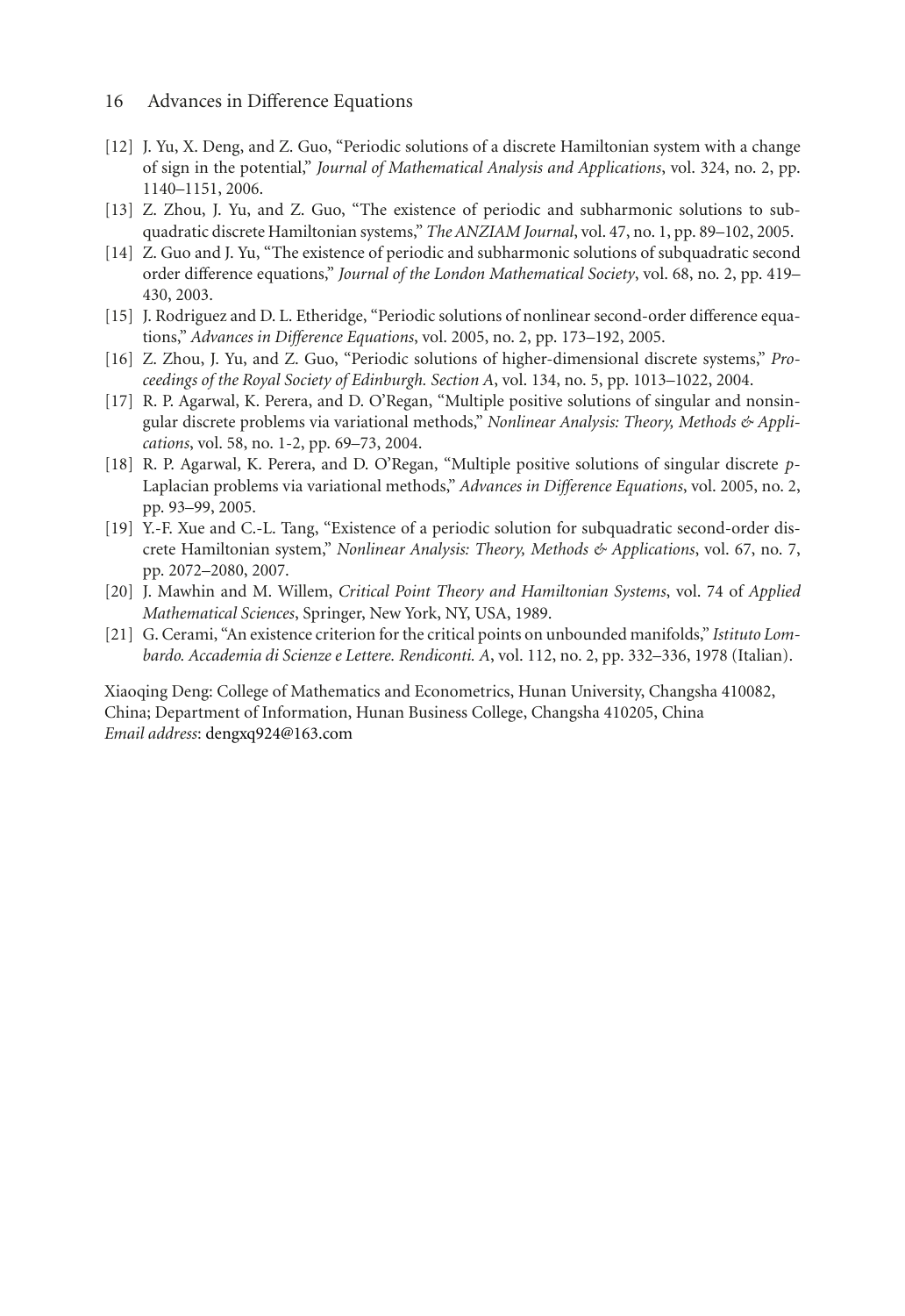[12] J. Yu, X. Deng, and Z. Guo, “Periodic solutions of a discrete Hamiltonian system with a change of sign in the potential,” *Journal of Mathematical Analysis and Applications*, vol. 324, no. 2, pp. 1140–1151, 2006.

[13] Z. Zhou, J. Yu, and Z. Guo, “The existence of periodic and subharmonic solutions to subquadratic discrete Hamiltonian systems,” *The ANZIAM Journal*, vol. 47, no. 1, pp. 89–102, 2005.

[14] Z. Guo and J. Yu, “The existence of periodic and subharmonic solutions of subquadratic second order difference equations,” *Journal of the London Mathematical Society*, vol. 68, no. 2, pp. 419–430, 2003.

[15] J. Rodriguez and D. L. Etheridge, “Periodic solutions of nonlinear second-order difference equations,” *Advances in Difference Equations*, vol. 2005, no. 2, pp. 173–192, 2005.

[16] Z. Zhou, J. Yu, and Z. Guo, “Periodic solutions of higher-dimensional discrete systems,” *Proceedings of the Royal Society of Edinburgh. Section A*, vol. 134, no. 5, pp. 1013–1022, 2004.

[17] R. P. Agarwal, K. Perera, and D. O’Regan, “Multiple positive solutions of singular and nonsingular discrete problems via variational methods,” *Nonlinear Analysis: Theory, Methods & Applications*, vol. 58, no. 1-2, pp. 69–73, 2004.

[18] R. P. Agarwal, K. Perera, and D. O’Regan, “Multiple positive solutions of singular discrete $p$-Laplacian problems via variational methods,” *Advances in Difference Equations*, vol. 2005, no. 2, pp. 93–99, 2005.

[19] Y.-F. Xue and C.-L. Tang, “Existence of a periodic solution for subquadratic second-order discrete Hamiltonian system,” *Nonlinear Analysis: Theory, Methods & Applications*, vol. 67, no. 7, pp. 2072–2080, 2007.

[20] J. Mawhin and M. Willem, *Critical Point Theory and Hamiltonian Systems*, vol. 74 of *Applied Mathematical Sciences*, Springer, New York, NY, USA, 1989.

[21] G. Cerami, “An existence criterion for the critical points on unbounded manifolds,” *Istituto Lombardo. Accademia di Scienze e Lettere. Rendiconti. A*, vol. 112, no. 2, pp. 332–336, 1978 (Italian).

Xiaoqing Deng: College of Mathematics and Econometrics, Hunan University, Changsha 410082, China; Department of Information, Hunan Business College, Changsha 410205, China
*Email address*: dengxq924@163.com